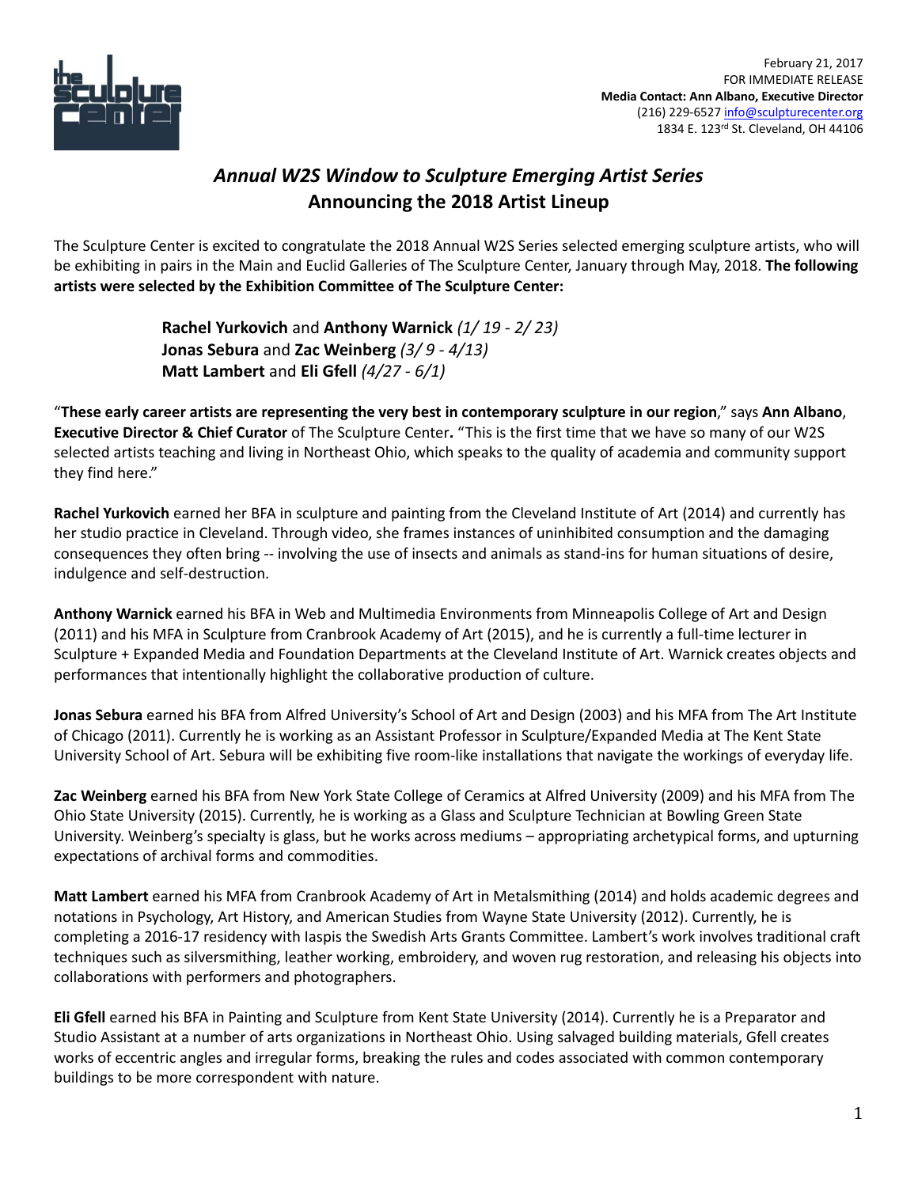February 21, 2017
FOR IMMEDIATE RELEASE
**Media Contact: Ann Albano, Executive Director**
(216) 229-6527 info@sculpturecenter.org
1834 E. 123rd St. Cleveland, OH 44106

## *Annual W2S Window to Sculpture Emerging Artist Series*
## Announcing the 2018 Artist Lineup

The Sculpture Center is excited to congratulate the 2018 Annual W2S Series selected emerging sculpture artists, who will be exhibiting in pairs in the Main and Euclid Galleries of The Sculpture Center, January through May, 2018. **The following artists were selected by the Exhibition Committee of The Sculpture Center:**

**Rachel Yurkovich** and **Anthony Warnick** *(1/ 19 - 2/ 23)*
**Jonas Sebura** and **Zac Weinberg** *(3/ 9 - 4/13)*
**Matt Lambert** and **Eli Gfell** *(4/27 - 6/1)*

"**These early career artists are representing the very best in contemporary sculpture in our region**," says **Ann Albano**, **Executive Director & Chief Curator** of The Sculpture Center**.** "This is the first time that we have so many of our W2S selected artists teaching and living in Northeast Ohio, which speaks to the quality of academia and community support they find here."

**Rachel Yurkovich** earned her BFA in sculpture and painting from the Cleveland Institute of Art (2014) and currently has her studio practice in Cleveland. Through video, she frames instances of uninhibited consumption and the damaging consequences they often bring -- involving the use of insects and animals as stand-ins for human situations of desire, indulgence and self-destruction.

**Anthony Warnick** earned his BFA in Web and Multimedia Environments from Minneapolis College of Art and Design (2011) and his MFA in Sculpture from Cranbrook Academy of Art (2015), and he is currently a full-time lecturer in Sculpture + Expanded Media and Foundation Departments at the Cleveland Institute of Art. Warnick creates objects and performances that intentionally highlight the collaborative production of culture.

**Jonas Sebura** earned his BFA from Alfred University's School of Art and Design (2003) and his MFA from The Art Institute of Chicago (2011). Currently he is working as an Assistant Professor in Sculpture/Expanded Media at The Kent State University School of Art. Sebura will be exhibiting five room-like installations that navigate the workings of everyday life.

**Zac Weinberg** earned his BFA from New York State College of Ceramics at Alfred University (2009) and his MFA from The Ohio State University (2015). Currently, he is working as a Glass and Sculpture Technician at Bowling Green State University. Weinberg's specialty is glass, but he works across mediums – appropriating archetypical forms, and upturning expectations of archival forms and commodities.

**Matt Lambert** earned his MFA from Cranbrook Academy of Art in Metalsmithing (2014) and holds academic degrees and notations in Psychology, Art History, and American Studies from Wayne State University (2012). Currently, he is completing a 2016-17 residency with Iaspis the Swedish Arts Grants Committee. Lambert's work involves traditional craft techniques such as silversmithing, leather working, embroidery, and woven rug restoration, and releasing his objects into collaborations with performers and photographers.

**Eli Gfell** earned his BFA in Painting and Sculpture from Kent State University (2014). Currently he is a Preparator and Studio Assistant at a number of arts organizations in Northeast Ohio. Using salvaged building materials, Gfell creates works of eccentric angles and irregular forms, breaking the rules and codes associated with common contemporary buildings to be more correspondent with nature.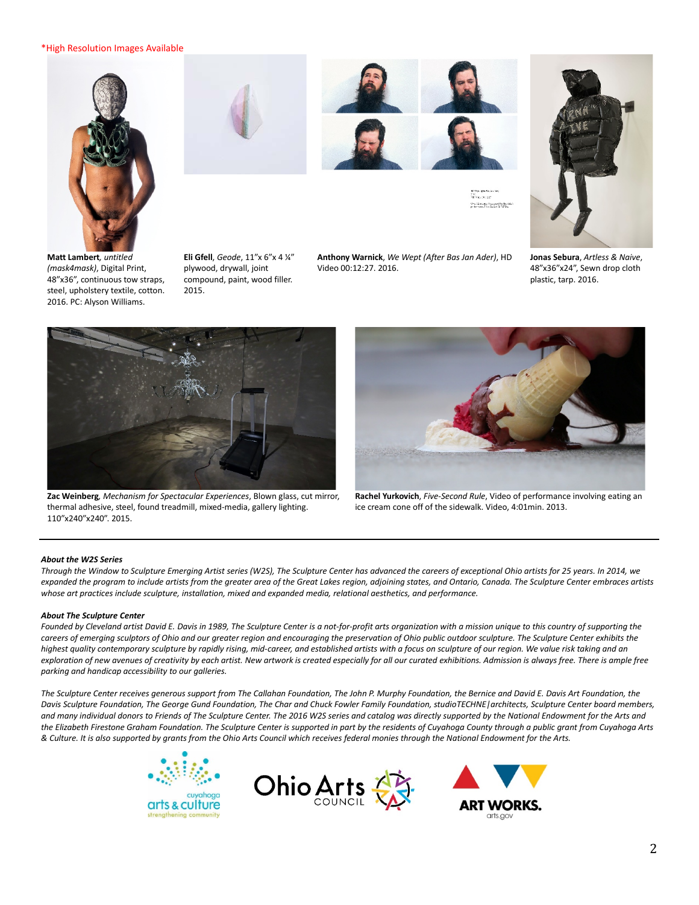*High Resolution Images Available

**Matt Lambert**, *untitled (mask4mask)*, Digital Print, 48"x36", continuous tow straps, steel, upholstery textile, cotton. 2016. PC: Alyson Williams.

**Eli Gfell**, *Geode*, 11"x 6"x 4 ¼" plywood, drywall, joint compound, paint, wood filler. 2015.

**Anthony Warnick**, *We Wept (After Bas Jan Ader)*, HD Video 00:12:27. 2016.

**Jonas Sebura**, *Artless & Naive*, 48"x36"x24", Sewn drop cloth plastic, tarp. 2016.

**Zac Weinberg**, *Mechanism for Spectacular Experiences*, Blown glass, cut mirror, thermal adhesive, steel, found treadmill, mixed-media, gallery lighting. 110"x240"x240". 2015.

**Rachel Yurkovich**, *Five-Second Rule*, Video of performance involving eating an ice cream cone off of the sidewalk. Video, 4:01min. 2013.

---

***About the W2S Series***

*Through the Window to Sculpture Emerging Artist series (W2S), The Sculpture Center has advanced the careers of exceptional Ohio artists for 25 years. In 2014, we expanded the program to include artists from the greater area of the Great Lakes region, adjoining states, and Ontario, Canada. The Sculpture Center embraces artists whose art practices include sculpture, installation, mixed and expanded media, relational aesthetics, and performance.*

***About The Sculpture Center***

*Founded by Cleveland artist David E. Davis in 1989, The Sculpture Center is a not-for-profit arts organization with a mission unique to this country of supporting the careers of emerging sculptors of Ohio and our greater region and encouraging the preservation of Ohio public outdoor sculpture. The Sculpture Center exhibits the highest quality contemporary sculpture by rapidly rising, mid-career, and established artists with a focus on sculpture of our region. We value risk taking and an exploration of new avenues of creativity by each artist. New artwork is created especially for all our curated exhibitions. Admission is always free. There is ample free parking and handicap accessibility to our galleries.*

*The Sculpture Center receives generous support from The Callahan Foundation, The John P. Murphy Foundation, the Bernice and David E. Davis Art Foundation, the Davis Sculpture Foundation, The George Gund Foundation, The Char and Chuck Fowler Family Foundation, studioTECHNE|architects, Sculpture Center board members, and many individual donors to Friends of The Sculpture Center. The 2016 W2S series and catalog was directly supported by the National Endowment for the Arts and the Elizabeth Firestone Graham Foundation. The Sculpture Center is supported in part by the residents of Cuyahoga County through a public grant from Cuyahoga Arts & Culture. It is also supported by grants from the Ohio Arts Council which receives federal monies through the National Endowment for the Arts.*

cuyahoga arts & culture strengthening community

Ohio Arts COUNCIL

ART WORKS. arts.gov